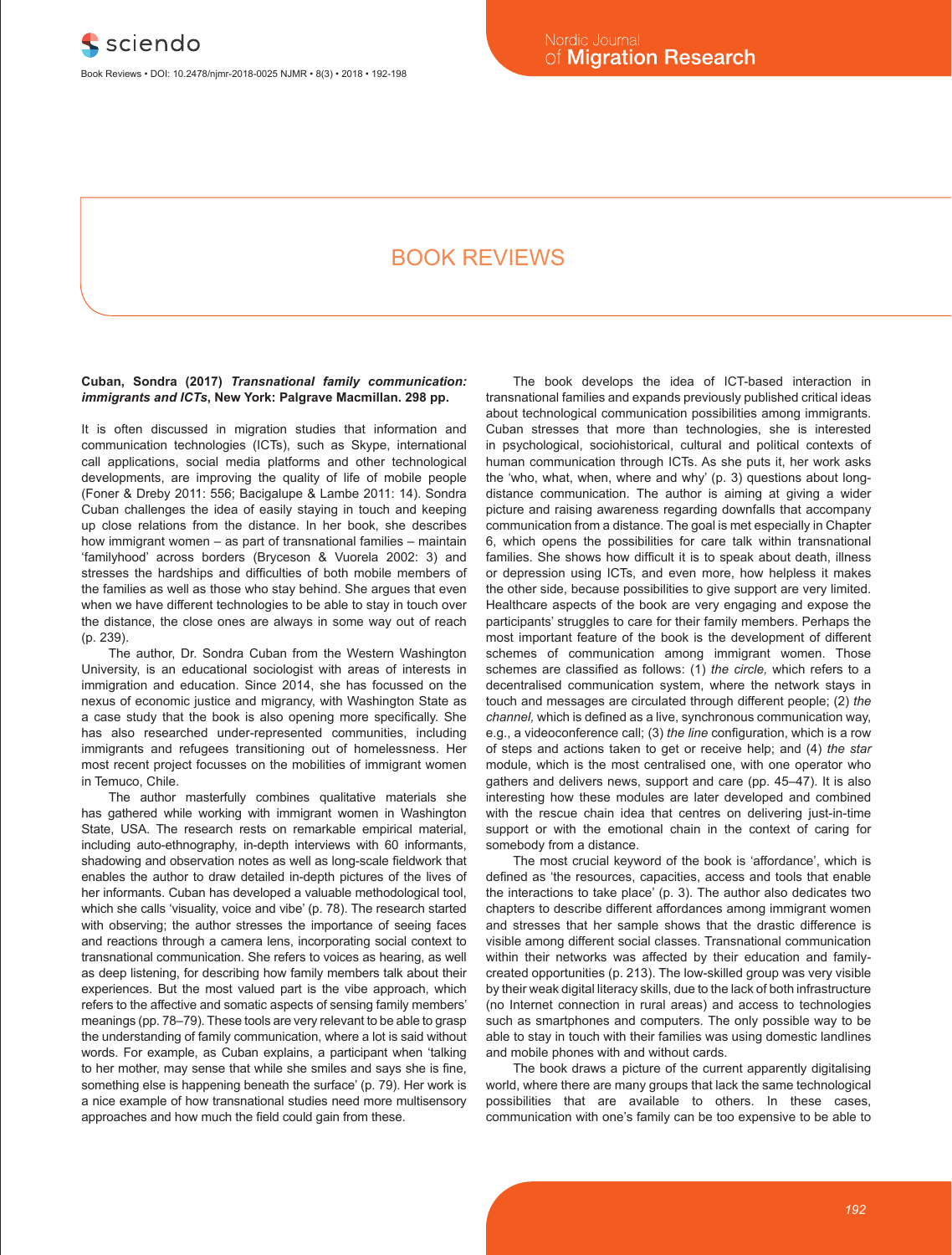# BOOK REVIEWS

**Cuban, Sondra (2017) *Transnational family communication: immigrants and ICTs*, New York: Palgrave Macmillan. 298 pp.**

It is often discussed in migration studies that information and communication technologies (ICTs), such as Skype, international call applications, social media platforms and other technological developments, are improving the quality of life of mobile people (Foner & Dreby 2011: 556; Bacigalupe & Lambe 2011: 14). Sondra Cuban challenges the idea of easily staying in touch and keeping up close relations from the distance. In her book, she describes how immigrant women – as part of transnational families – maintain 'familyhood' across borders (Bryceson & Vuorela 2002: 3) and stresses the hardships and difficulties of both mobile members of the families as well as those who stay behind. She argues that even when we have different technologies to be able to stay in touch over the distance, the close ones are always in some way out of reach (p. 239).

The author, Dr. Sondra Cuban from the Western Washington University, is an educational sociologist with areas of interests in immigration and education. Since 2014, she has focussed on the nexus of economic justice and migrancy, with Washington State as a case study that the book is also opening more specifically. She has also researched under-represented communities, including immigrants and refugees transitioning out of homelessness. Her most recent project focusses on the mobilities of immigrant women in Temuco, Chile.

The author masterfully combines qualitative materials she has gathered while working with immigrant women in Washington State, USA. The research rests on remarkable empirical material, including auto-ethnography, in-depth interviews with 60 informants, shadowing and observation notes as well as long-scale fieldwork that enables the author to draw detailed in-depth pictures of the lives of her informants. Cuban has developed a valuable methodological tool, which she calls 'visuality, voice and vibe' (p. 78). The research started with observing; the author stresses the importance of seeing faces and reactions through a camera lens, incorporating social context to transnational communication. She refers to voices as hearing, as well as deep listening, for describing how family members talk about their experiences. But the most valued part is the vibe approach, which refers to the affective and somatic aspects of sensing family members' meanings (pp. 78–79). These tools are very relevant to be able to grasp the understanding of family communication, where a lot is said without words. For example, as Cuban explains, a participant when 'talking to her mother, may sense that while she smiles and says she is fine, something else is happening beneath the surface' (p. 79). Her work is a nice example of how transnational studies need more multisensory approaches and how much the field could gain from these.

The book develops the idea of ICT-based interaction in transnational families and expands previously published critical ideas about technological communication possibilities among immigrants. Cuban stresses that more than technologies, she is interested in psychological, sociohistorical, cultural and political contexts of human communication through ICTs. As she puts it, her work asks the 'who, what, when, where and why' (p. 3) questions about long-distance communication. The author is aiming at giving a wider picture and raising awareness regarding downfalls that accompany communication from a distance. The goal is met especially in Chapter 6, which opens the possibilities for care talk within transnational families. She shows how difficult it is to speak about death, illness or depression using ICTs, and even more, how helpless it makes the other side, because possibilities to give support are very limited. Healthcare aspects of the book are very engaging and expose the participants' struggles to care for their family members. Perhaps the most important feature of the book is the development of different schemes of communication among immigrant women. Those schemes are classified as follows: (1) *the circle,* which refers to a decentralised communication system, where the network stays in touch and messages are circulated through different people; (2) *the channel,* which is defined as a live, synchronous communication way, e.g., a videoconference call; (3) *the line* configuration, which is a row of steps and actions taken to get or receive help; and (4) *the star* module, which is the most centralised one, with one operator who gathers and delivers news, support and care (pp. 45–47). It is also interesting how these modules are later developed and combined with the rescue chain idea that centres on delivering just-in-time support or with the emotional chain in the context of caring for somebody from a distance.

The most crucial keyword of the book is 'affordance', which is defined as 'the resources, capacities, access and tools that enable the interactions to take place' (p. 3). The author also dedicates two chapters to describe different affordances among immigrant women and stresses that her sample shows that the drastic difference is visible among different social classes. Transnational communication within their networks was affected by their education and family-created opportunities (p. 213). The low-skilled group was very visible by their weak digital literacy skills, due to the lack of both infrastructure (no Internet connection in rural areas) and access to technologies such as smartphones and computers. The only possible way to be able to stay in touch with their families was using domestic landlines and mobile phones with and without cards.

The book draws a picture of the current apparently digitalising world, where there are many groups that lack the same technological possibilities that are available to others. In these cases, communication with one's family can be too expensive to be able to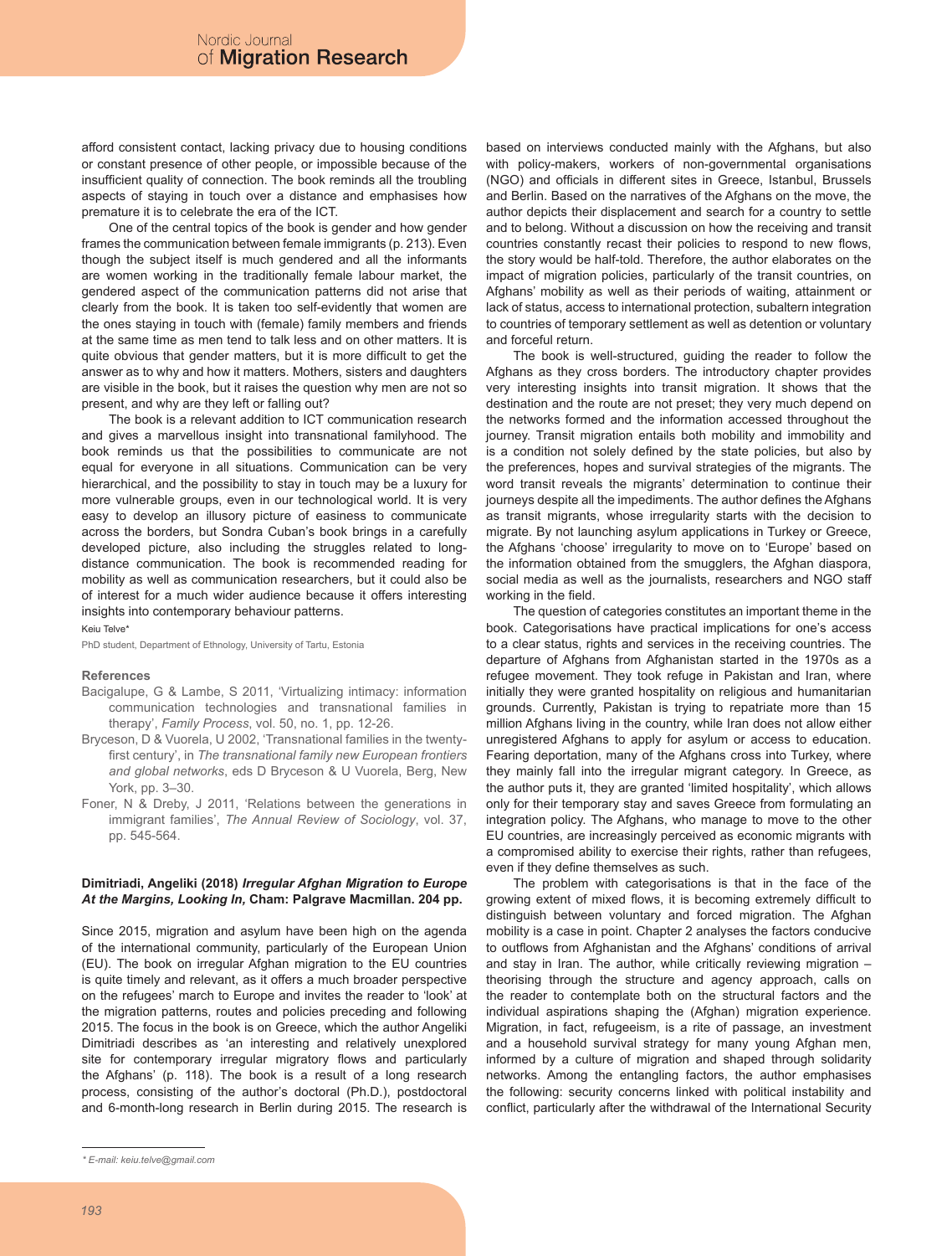afford consistent contact, lacking privacy due to housing conditions or constant presence of other people, or impossible because of the insufficient quality of connection. The book reminds all the troubling aspects of staying in touch over a distance and emphasises how premature it is to celebrate the era of the ICT.

One of the central topics of the book is gender and how gender frames the communication between female immigrants (p. 213). Even though the subject itself is much gendered and all the informants are women working in the traditionally female labour market, the gendered aspect of the communication patterns did not arise that clearly from the book. It is taken too self-evidently that women are the ones staying in touch with (female) family members and friends at the same time as men tend to talk less and on other matters. It is quite obvious that gender matters, but it is more difficult to get the answer as to why and how it matters. Mothers, sisters and daughters are visible in the book, but it raises the question why men are not so present, and why are they left or falling out?

The book is a relevant addition to ICT communication research and gives a marvellous insight into transnational familyhood. The book reminds us that the possibilities to communicate are not equal for everyone in all situations. Communication can be very hierarchical, and the possibility to stay in touch may be a luxury for more vulnerable groups, even in our technological world. It is very easy to develop an illusory picture of easiness to communicate across the borders, but Sondra Cuban's book brings in a carefully developed picture, also including the struggles related to long-distance communication. The book is recommended reading for mobility as well as communication researchers, but it could also be of interest for a much wider audience because it offers interesting insights into contemporary behaviour patterns.

Keiu Telve*

PhD student, Department of Ethnology, University of Tartu, Estonia

### References

Bacigalupe, G & Lambe, S 2011, 'Virtualizing intimacy: information communication technologies and transnational families in therapy', *Family Process*, vol. 50, no. 1, pp. 12-26.

Bryceson, D & Vuorela, U 2002, 'Transnational families in the twenty-first century', in *The transnational family new European frontiers and global networks*, eds D Bryceson & U Vuorela, Berg, New York, pp. 3–30.

Foner, N & Dreby, J 2011, 'Relations between the generations in immigrant families', *The Annual Review of Sociology*, vol. 37, pp. 545-564.

## Dimitriadi, Angeliki (2018) *Irregular Afghan Migration to Europe At the Margins, Looking In,* Cham: Palgrave Macmillan. 204 pp.

Since 2015, migration and asylum have been high on the agenda of the international community, particularly of the European Union (EU). The book on irregular Afghan migration to the EU countries is quite timely and relevant, as it offers a much broader perspective on the refugees' march to Europe and invites the reader to 'look' at the migration patterns, routes and policies preceding and following 2015. The focus in the book is on Greece, which the author Angeliki Dimitriadi describes as 'an interesting and relatively unexplored site for contemporary irregular migratory flows and particularly the Afghans' (p. 118). The book is a result of a long research process, consisting of the author's doctoral (Ph.D.), postdoctoral and 6-month-long research in Berlin during 2015. The research is based on interviews conducted mainly with the Afghans, but also with policy-makers, workers of non-governmental organisations (NGO) and officials in different sites in Greece, Istanbul, Brussels and Berlin. Based on the narratives of the Afghans on the move, the author depicts their displacement and search for a country to settle and to belong. Without a discussion on how the receiving and transit countries constantly recast their policies to respond to new flows, the story would be half-told. Therefore, the author elaborates on the impact of migration policies, particularly of the transit countries, on Afghans' mobility as well as their periods of waiting, attainment or lack of status, access to international protection, subaltern integration to countries of temporary settlement as well as detention or voluntary and forceful return.

The book is well-structured, guiding the reader to follow the Afghans as they cross borders. The introductory chapter provides very interesting insights into transit migration. It shows that the destination and the route are not preset; they very much depend on the networks formed and the information accessed throughout the journey. Transit migration entails both mobility and immobility and is a condition not solely defined by the state policies, but also by the preferences, hopes and survival strategies of the migrants. The word transit reveals the migrants' determination to continue their journeys despite all the impediments. The author defines the Afghans as transit migrants, whose irregularity starts with the decision to migrate. By not launching asylum applications in Turkey or Greece, the Afghans 'choose' irregularity to move on to 'Europe' based on the information obtained from the smugglers, the Afghan diaspora, social media as well as the journalists, researchers and NGO staff working in the field.

The question of categories constitutes an important theme in the book. Categorisations have practical implications for one's access to a clear status, rights and services in the receiving countries. The departure of Afghans from Afghanistan started in the 1970s as a refugee movement. They took refuge in Pakistan and Iran, where initially they were granted hospitality on religious and humanitarian grounds. Currently, Pakistan is trying to repatriate more than 15 million Afghans living in the country, while Iran does not allow either unregistered Afghans to apply for asylum or access to education. Fearing deportation, many of the Afghans cross into Turkey, where they mainly fall into the irregular migrant category. In Greece, as the author puts it, they are granted 'limited hospitality', which allows only for their temporary stay and saves Greece from formulating an integration policy. The Afghans, who manage to move to the other EU countries, are increasingly perceived as economic migrants with a compromised ability to exercise their rights, rather than refugees, even if they define themselves as such.

The problem with categorisations is that in the face of the growing extent of mixed flows, it is becoming extremely difficult to distinguish between voluntary and forced migration. The Afghan mobility is a case in point. Chapter 2 analyses the factors conducive to outflows from Afghanistan and the Afghans' conditions of arrival and stay in Iran. The author, while critically reviewing migration – theorising through the structure and agency approach, calls on the reader to contemplate both on the structural factors and the individual aspirations shaping the (Afghan) migration experience. Migration, in fact, refugeeism, is a rite of passage, an investment and a household survival strategy for many young Afghan men, informed by a culture of migration and shaped through solidarity networks. Among the entangling factors, the author emphasises the following: security concerns linked with political instability and conflict, particularly after the withdrawal of the International Security

\* E-mail: keiu.telve@gmail.com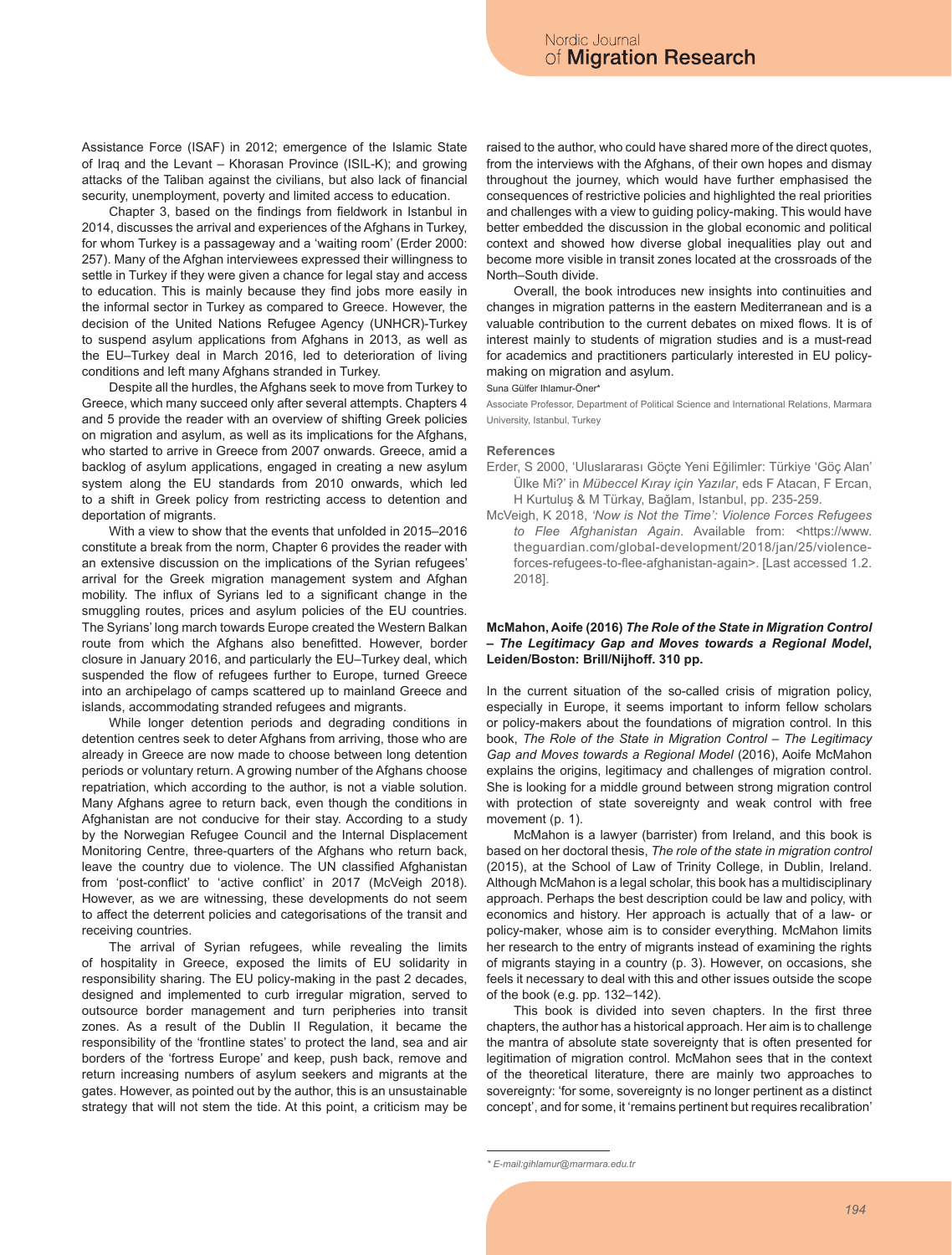Assistance Force (ISAF) in 2012; emergence of the Islamic State of Iraq and the Levant – Khorasan Province (ISIL-K); and growing attacks of the Taliban against the civilians, but also lack of financial security, unemployment, poverty and limited access to education.

Chapter 3, based on the findings from fieldwork in Istanbul in 2014, discusses the arrival and experiences of the Afghans in Turkey, for whom Turkey is a passageway and a 'waiting room' (Erder 2000: 257). Many of the Afghan interviewees expressed their willingness to settle in Turkey if they were given a chance for legal stay and access to education. This is mainly because they find jobs more easily in the informal sector in Turkey as compared to Greece. However, the decision of the United Nations Refugee Agency (UNHCR)-Turkey to suspend asylum applications from Afghans in 2013, as well as the EU–Turkey deal in March 2016, led to deterioration of living conditions and left many Afghans stranded in Turkey.

Despite all the hurdles, the Afghans seek to move from Turkey to Greece, which many succeed only after several attempts. Chapters 4 and 5 provide the reader with an overview of shifting Greek policies on migration and asylum, as well as its implications for the Afghans, who started to arrive in Greece from 2007 onwards. Greece, amid a backlog of asylum applications, engaged in creating a new asylum system along the EU standards from 2010 onwards, which led to a shift in Greek policy from restricting access to detention and deportation of migrants.

With a view to show that the events that unfolded in 2015–2016 constitute a break from the norm, Chapter 6 provides the reader with an extensive discussion on the implications of the Syrian refugees' arrival for the Greek migration management system and Afghan mobility. The influx of Syrians led to a significant change in the smuggling routes, prices and asylum policies of the EU countries. The Syrians' long march towards Europe created the Western Balkan route from which the Afghans also benefitted. However, border closure in January 2016, and particularly the EU–Turkey deal, which suspended the flow of refugees further to Europe, turned Greece into an archipelago of camps scattered up to mainland Greece and islands, accommodating stranded refugees and migrants.

While longer detention periods and degrading conditions in detention centres seek to deter Afghans from arriving, those who are already in Greece are now made to choose between long detention periods or voluntary return. A growing number of the Afghans choose repatriation, which according to the author, is not a viable solution. Many Afghans agree to return back, even though the conditions in Afghanistan are not conducive for their stay. According to a study by the Norwegian Refugee Council and the Internal Displacement Monitoring Centre, three-quarters of the Afghans who return back, leave the country due to violence. The UN classified Afghanistan from 'post-conflict' to 'active conflict' in 2017 (McVeigh 2018). However, as we are witnessing, these developments do not seem to affect the deterrent policies and categorisations of the transit and receiving countries.

The arrival of Syrian refugees, while revealing the limits of hospitality in Greece, exposed the limits of EU solidarity in responsibility sharing. The EU policy-making in the past 2 decades, designed and implemented to curb irregular migration, served to outsource border management and turn peripheries into transit zones. As a result of the Dublin II Regulation, it became the responsibility of the 'frontline states' to protect the land, sea and air borders of the 'fortress Europe' and keep, push back, remove and return increasing numbers of asylum seekers and migrants at the gates. However, as pointed out by the author, this is an unsustainable strategy that will not stem the tide. At this point, a criticism may be raised to the author, who could have shared more of the direct quotes, from the interviews with the Afghans, of their own hopes and dismay throughout the journey, which would have further emphasised the consequences of restrictive policies and highlighted the real priorities and challenges with a view to guiding policy-making. This would have better embedded the discussion in the global economic and political context and showed how diverse global inequalities play out and become more visible in transit zones located at the crossroads of the North–South divide.

Overall, the book introduces new insights into continuities and changes in migration patterns in the eastern Mediterranean and is a valuable contribution to the current debates on mixed flows. It is of interest mainly to students of migration studies and is a must-read for academics and practitioners particularly interested in EU policy-making on migration and asylum.

Suna Gülfer Ihlamur-Öner*

Associate Professor, Department of Political Science and International Relations, Marmara University, Istanbul, Turkey

### References

Erder, S 2000, 'Uluslararası Göçte Yeni Eğilimler: Türkiye 'Göç Alan' Ülke Mi?' in *Mübeccel Kıray için Yazılar*, eds F Atacan, F Ercan, H Kurtuluş & M Türkay, Bağlam, Istanbul, pp. 235-259.

McVeigh, K 2018, *'Now is Not the Time': Violence Forces Refugees to Flee Afghanistan Again*. Available from: <https://www.theguardian.com/global-development/2018/jan/25/violence-forces-refugees-to-flee-afghanistan-again>. [Last accessed 1.2. 2018].

**McMahon, Aoife (2016)** ***The Role of the State in Migration Control – The Legitimacy Gap and Moves towards a Regional Model*****, Leiden/Boston: Brill/Nijhoff. 310 pp.**

In the current situation of the so-called crisis of migration policy, especially in Europe, it seems important to inform fellow scholars or policy-makers about the foundations of migration control. In this book, *The Role of the State in Migration Control – The Legitimacy Gap and Moves towards a Regional Model* (2016), Aoife McMahon explains the origins, legitimacy and challenges of migration control. She is looking for a middle ground between strong migration control with protection of state sovereignty and weak control with free movement (p. 1).

McMahon is a lawyer (barrister) from Ireland, and this book is based on her doctoral thesis, *The role of the state in migration control* (2015), at the School of Law of Trinity College, in Dublin, Ireland. Although McMahon is a legal scholar, this book has a multidisciplinary approach. Perhaps the best description could be law and policy, with economics and history. Her approach is actually that of a law- or policy-maker, whose aim is to consider everything. McMahon limits her research to the entry of migrants instead of examining the rights of migrants staying in a country (p. 3). However, on occasions, she feels it necessary to deal with this and other issues outside the scope of the book (e.g. pp. 132–142).

This book is divided into seven chapters. In the first three chapters, the author has a historical approach. Her aim is to challenge the mantra of absolute state sovereignty that is often presented for legitimation of migration control. McMahon sees that in the context of the theoretical literature, there are mainly two approaches to sovereignty: 'for some, sovereignty is no longer pertinent as a distinct concept', and for some, it 'remains pertinent but requires recalibration'

\* E-mail:gihlamur@marmara.edu.tr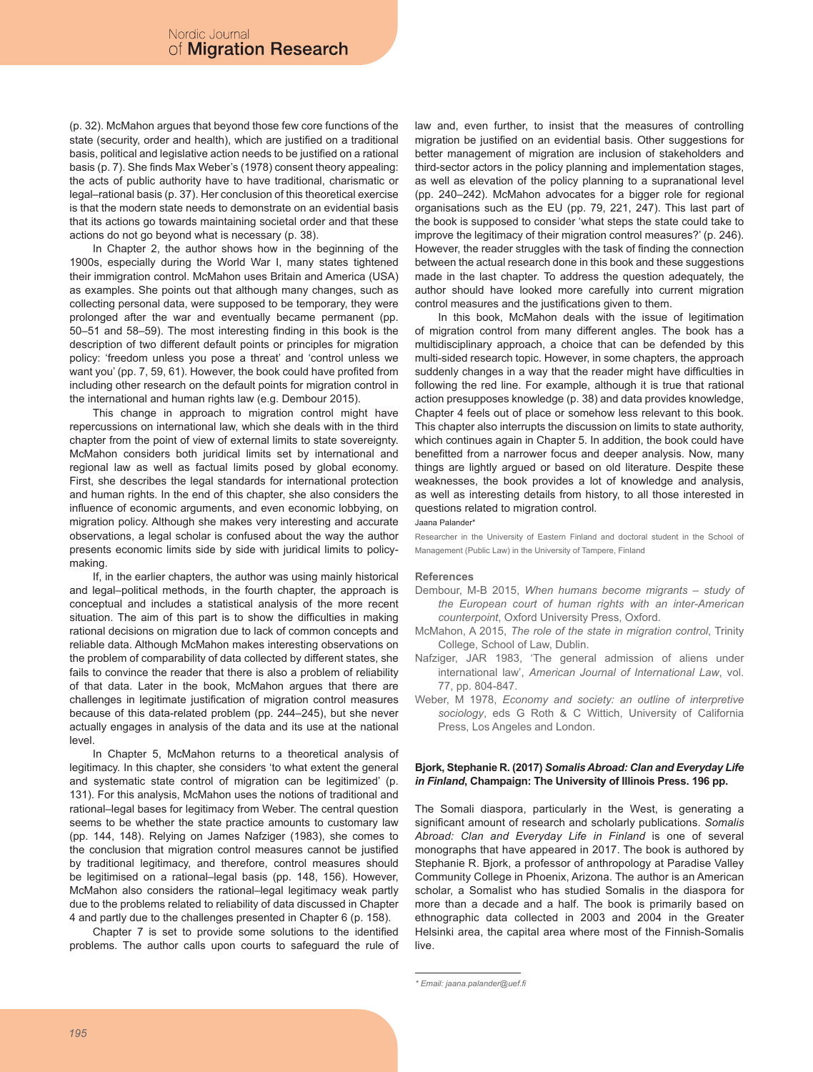(p. 32). McMahon argues that beyond those few core functions of the state (security, order and health), which are justified on a traditional basis, political and legislative action needs to be justified on a rational basis (p. 7). She finds Max Weber's (1978) consent theory appealing: the acts of public authority have to have traditional, charismatic or legal–rational basis (p. 37). Her conclusion of this theoretical exercise is that the modern state needs to demonstrate on an evidential basis that its actions go towards maintaining societal order and that these actions do not go beyond what is necessary (p. 38).

In Chapter 2, the author shows how in the beginning of the 1900s, especially during the World War I, many states tightened their immigration control. McMahon uses Britain and America (USA) as examples. She points out that although many changes, such as collecting personal data, were supposed to be temporary, they were prolonged after the war and eventually became permanent (pp. 50–51 and 58–59). The most interesting finding in this book is the description of two different default points or principles for migration policy: 'freedom unless you pose a threat' and 'control unless we want you' (pp. 7, 59, 61). However, the book could have profited from including other research on the default points for migration control in the international and human rights law (e.g. Dembour 2015).

This change in approach to migration control might have repercussions on international law, which she deals with in the third chapter from the point of view of external limits to state sovereignty. McMahon considers both juridical limits set by international and regional law as well as factual limits posed by global economy. First, she describes the legal standards for international protection and human rights. In the end of this chapter, she also considers the influence of economic arguments, and even economic lobbying, on migration policy. Although she makes very interesting and accurate observations, a legal scholar is confused about the way the author presents economic limits side by side with juridical limits to policy-making.

If, in the earlier chapters, the author was using mainly historical and legal–political methods, in the fourth chapter, the approach is conceptual and includes a statistical analysis of the more recent situation. The aim of this part is to show the difficulties in making rational decisions on migration due to lack of common concepts and reliable data. Although McMahon makes interesting observations on the problem of comparability of data collected by different states, she fails to convince the reader that there is also a problem of reliability of that data. Later in the book, McMahon argues that there are challenges in legitimate justification of migration control measures because of this data-related problem (pp. 244–245), but she never actually engages in analysis of the data and its use at the national level.

In Chapter 5, McMahon returns to a theoretical analysis of legitimacy. In this chapter, she considers 'to what extent the general and systematic state control of migration can be legitimized' (p. 131). For this analysis, McMahon uses the notions of traditional and rational–legal bases for legitimacy from Weber. The central question seems to be whether the state practice amounts to customary law (pp. 144, 148). Relying on James Nafziger (1983), she comes to the conclusion that migration control measures cannot be justified by traditional legitimacy, and therefore, control measures should be legitimised on a rational–legal basis (pp. 148, 156). However, McMahon also considers the rational–legal legitimacy weak partly due to the problems related to reliability of data discussed in Chapter 4 and partly due to the challenges presented in Chapter 6 (p. 158).

Chapter 7 is set to provide some solutions to the identified problems. The author calls upon courts to safeguard the rule of law and, even further, to insist that the measures of controlling migration be justified on an evidential basis. Other suggestions for better management of migration are inclusion of stakeholders and third-sector actors in the policy planning and implementation stages, as well as elevation of the policy planning to a supranational level (pp. 240–242). McMahon advocates for a bigger role for regional organisations such as the EU (pp. 79, 221, 247). This last part of the book is supposed to consider 'what steps the state could take to improve the legitimacy of their migration control measures?' (p. 246). However, the reader struggles with the task of finding the connection between the actual research done in this book and these suggestions made in the last chapter. To address the question adequately, the author should have looked more carefully into current migration control measures and the justifications given to them.

In this book, McMahon deals with the issue of legitimation of migration control from many different angles. The book has a multidisciplinary approach, a choice that can be defended by this multi-sided research topic. However, in some chapters, the approach suddenly changes in a way that the reader might have difficulties in following the red line. For example, although it is true that rational action presupposes knowledge (p. 38) and data provides knowledge, Chapter 4 feels out of place or somehow less relevant to this book. This chapter also interrupts the discussion on limits to state authority, which continues again in Chapter 5. In addition, the book could have benefitted from a narrower focus and deeper analysis. Now, many things are lightly argued or based on old literature. Despite these weaknesses, the book provides a lot of knowledge and analysis, as well as interesting details from history, to all those interested in questions related to migration control.

Jaana Palander*

Researcher in the University of Eastern Finland and doctoral student in the School of Management (Public Law) in the University of Tampere, Finland

### References

Dembour, M-B 2015, *When humans become migrants – study of the European court of human rights with an inter-American counterpoint*, Oxford University Press, Oxford.

McMahon, A 2015, *The role of the state in migration control*, Trinity College, School of Law, Dublin.

Nafziger, JAR 1983, 'The general admission of aliens under international law', *American Journal of International Law*, vol. 77, pp. 804-847.

Weber, M 1978, *Economy and society: an outline of interpretive sociology*, eds G Roth & C Wittich, University of California Press, Los Angeles and London.

**Bjork, Stephanie R. (2017) *Somalis Abroad: Clan and Everyday Life in Finland*, Champaign: The University of Illinois Press. 196 pp.**

The Somali diaspora, particularly in the West, is generating a significant amount of research and scholarly publications. *Somalis Abroad: Clan and Everyday Life in Finland* is one of several monographs that have appeared in 2017. The book is authored by Stephanie R. Bjork, a professor of anthropology at Paradise Valley Community College in Phoenix, Arizona. The author is an American scholar, a Somalist who has studied Somalis in the diaspora for more than a decade and a half. The book is primarily based on ethnographic data collected in 2003 and 2004 in the Greater Helsinki area, the capital area where most of the Finnish-Somalis live.

\* Email: jaana.palander@uef.fi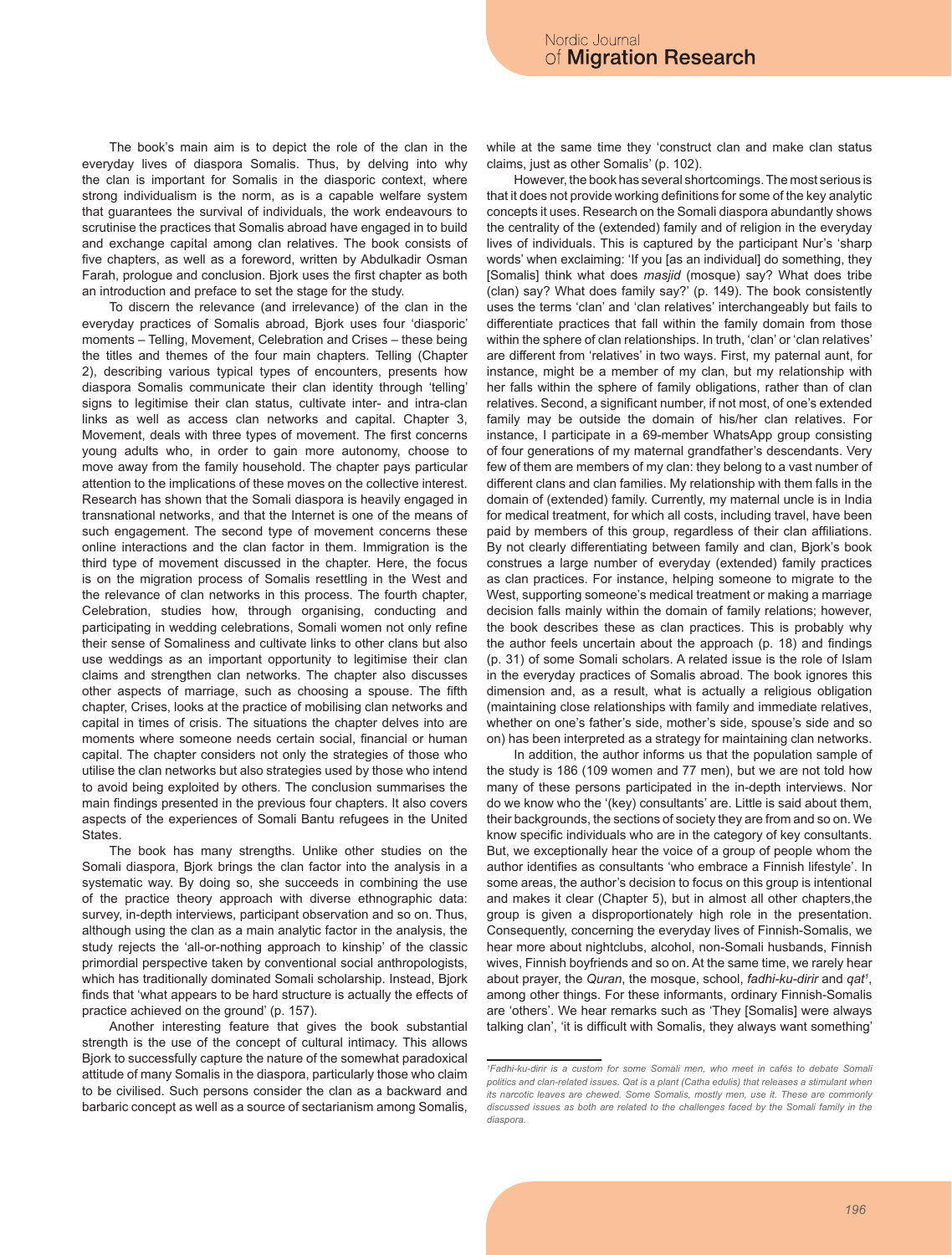The book's main aim is to depict the role of the clan in the everyday lives of diaspora Somalis. Thus, by delving into why the clan is important for Somalis in the diasporic context, where strong individualism is the norm, as is a capable welfare system that guarantees the survival of individuals, the work endeavours to scrutinise the practices that Somalis abroad have engaged in to build and exchange capital among clan relatives. The book consists of five chapters, as well as a foreword, written by Abdulkadir Osman Farah, prologue and conclusion. Bjork uses the first chapter as both an introduction and preface to set the stage for the study.

To discern the relevance (and irrelevance) of the clan in the everyday practices of Somalis abroad, Bjork uses four 'diasporic' moments – Telling, Movement, Celebration and Crises – these being the titles and themes of the four main chapters. Telling (Chapter 2), describing various typical types of encounters, presents how diaspora Somalis communicate their clan identity through 'telling' signs to legitimise their clan status, cultivate inter- and intra-clan links as well as access clan networks and capital. Chapter 3, Movement, deals with three types of movement. The first concerns young adults who, in order to gain more autonomy, choose to move away from the family household. The chapter pays particular attention to the implications of these moves on the collective interest. Research has shown that the Somali diaspora is heavily engaged in transnational networks, and that the Internet is one of the means of such engagement. The second type of movement concerns these online interactions and the clan factor in them. Immigration is the third type of movement discussed in the chapter. Here, the focus is on the migration process of Somalis resettling in the West and the relevance of clan networks in this process. The fourth chapter, Celebration, studies how, through organising, conducting and participating in wedding celebrations, Somali women not only refine their sense of Somaliness and cultivate links to other clans but also use weddings as an important opportunity to legitimise their clan claims and strengthen clan networks. The chapter also discusses other aspects of marriage, such as choosing a spouse. The fifth chapter, Crises, looks at the practice of mobilising clan networks and capital in times of crisis. The situations the chapter delves into are moments where someone needs certain social, financial or human capital. The chapter considers not only the strategies of those who utilise the clan networks but also strategies used by those who intend to avoid being exploited by others. The conclusion summarises the main findings presented in the previous four chapters. It also covers aspects of the experiences of Somali Bantu refugees in the United States.

The book has many strengths. Unlike other studies on the Somali diaspora, Bjork brings the clan factor into the analysis in a systematic way. By doing so, she succeeds in combining the use of the practice theory approach with diverse ethnographic data: survey, in-depth interviews, participant observation and so on. Thus, although using the clan as a main analytic factor in the analysis, the study rejects the 'all-or-nothing approach to kinship' of the classic primordial perspective taken by conventional social anthropologists, which has traditionally dominated Somali scholarship. Instead, Bjork finds that 'what appears to be hard structure is actually the effects of practice achieved on the ground' (p. 157).

Another interesting feature that gives the book substantial strength is the use of the concept of cultural intimacy. This allows Bjork to successfully capture the nature of the somewhat paradoxical attitude of many Somalis in the diaspora, particularly those who claim to be civilised. Such persons consider the clan as a backward and barbaric concept as well as a source of sectarianism among Somalis, while at the same time they 'construct clan and make clan status claims, just as other Somalis' (p. 102).

However, the book has several shortcomings. The most serious is that it does not provide working definitions for some of the key analytic concepts it uses. Research on the Somali diaspora abundantly shows the centrality of the (extended) family and of religion in the everyday lives of individuals. This is captured by the participant Nur's 'sharp words' when exclaiming: 'If you [as an individual] do something, they [Somalis] think what does *masjid* (mosque) say? What does tribe (clan) say? What does family say?' (p. 149). The book consistently uses the terms 'clan' and 'clan relatives' interchangeably but fails to differentiate practices that fall within the family domain from those within the sphere of clan relationships. In truth, 'clan' or 'clan relatives' are different from 'relatives' in two ways. First, my paternal aunt, for instance, might be a member of my clan, but my relationship with her falls within the sphere of family obligations, rather than of clan relatives. Second, a significant number, if not most, of one's extended family may be outside the domain of his/her clan relatives. For instance, I participate in a 69-member WhatsApp group consisting of four generations of my maternal grandfather's descendants. Very few of them are members of my clan: they belong to a vast number of different clans and clan families. My relationship with them falls in the domain of (extended) family. Currently, my maternal uncle is in India for medical treatment, for which all costs, including travel, have been paid by members of this group, regardless of their clan affiliations. By not clearly differentiating between family and clan, Bjork's book construes a large number of everyday (extended) family practices as clan practices. For instance, helping someone to migrate to the West, supporting someone's medical treatment or making a marriage decision falls mainly within the domain of family relations; however, the book describes these as clan practices. This is probably why the author feels uncertain about the approach (p. 18) and findings (p. 31) of some Somali scholars. A related issue is the role of Islam in the everyday practices of Somalis abroad. The book ignores this dimension and, as a result, what is actually a religious obligation (maintaining close relationships with family and immediate relatives, whether on one's father's side, mother's side, spouse's side and so on) has been interpreted as a strategy for maintaining clan networks.

In addition, the author informs us that the population sample of the study is 186 (109 women and 77 men), but we are not told how many of these persons participated in the in-depth interviews. Nor do we know who the '(key) consultants' are. Little is said about them, their backgrounds, the sections of society they are from and so on. We know specific individuals who are in the category of key consultants. But, we exceptionally hear the voice of a group of people whom the author identifies as consultants 'who embrace a Finnish lifestyle'. In some areas, the author's decision to focus on this group is intentional and makes it clear (Chapter 5), but in almost all other chapters,the group is given a disproportionately high role in the presentation. Consequently, concerning the everyday lives of Finnish-Somalis, we hear more about nightclubs, alcohol, non-Somali husbands, Finnish wives, Finnish boyfriends and so on. At the same time, we rarely hear about prayer, the *Quran*, the mosque, school, *fadhi-ku-dirir* and *qat*[1], among other things. For these informants, ordinary Finnish-Somalis are 'others'. We hear remarks such as 'They [Somalis] were always talking clan', 'it is difficult with Somalis, they always want something'

---

[1] *Fadhi-ku-dirir is a custom for some Somali men, who meet in cafés to debate Somali politics and clan-related issues. Qat is a plant (Catha edulis) that releases a stimulant when its narcotic leaves are chewed. Some Somalis, mostly men, use it. These are commonly discussed issues as both are related to the challenges faced by the Somali family in the diaspora.*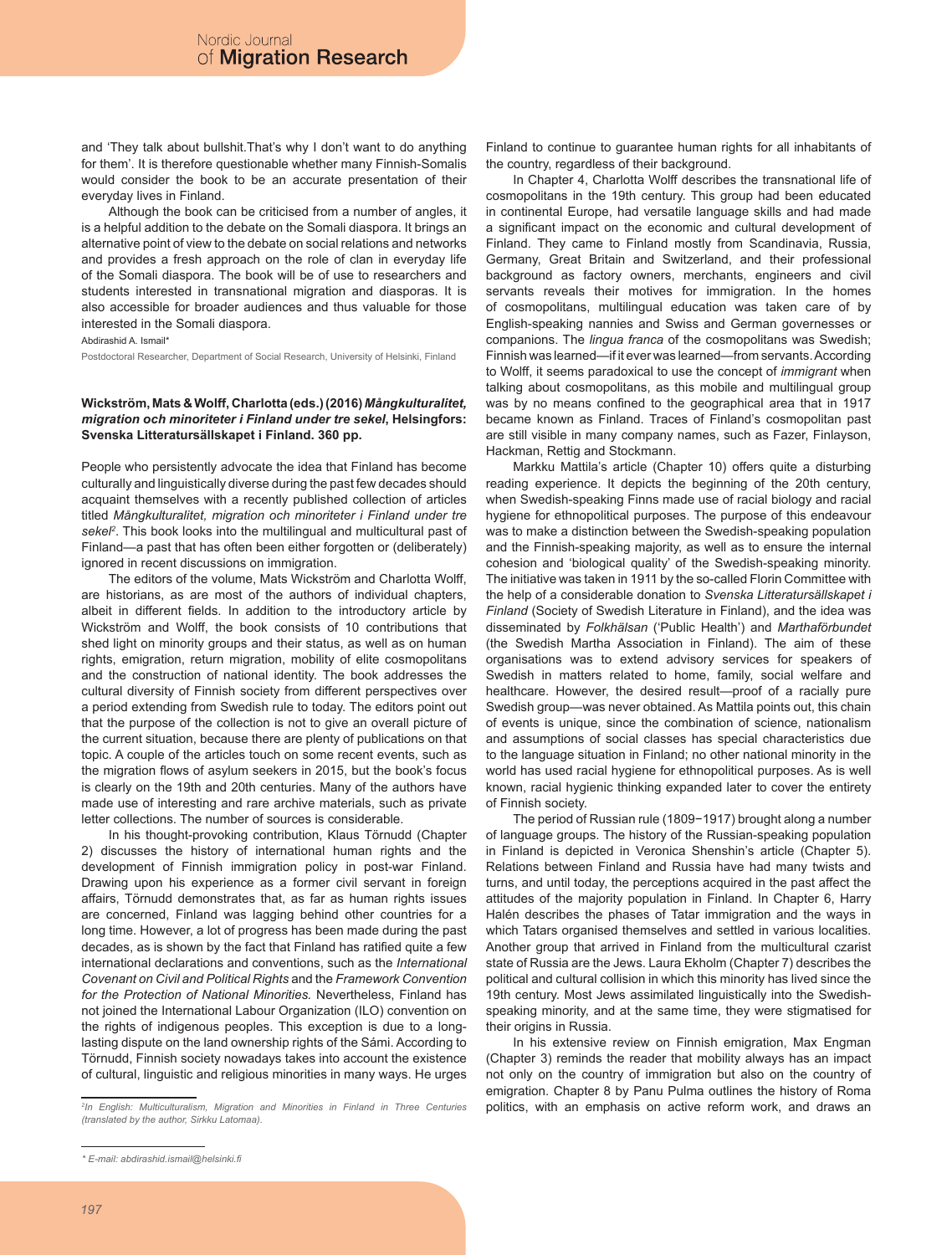and 'They talk about bullshit.That's why I don't want to do anything for them'. It is therefore questionable whether many Finnish-Somalis would consider the book to be an accurate presentation of their everyday lives in Finland.

Although the book can be criticised from a number of angles, it is a helpful addition to the debate on the Somali diaspora. It brings an alternative point of view to the debate on social relations and networks and provides a fresh approach on the role of clan in everyday life of the Somali diaspora. The book will be of use to researchers and students interested in transnational migration and diasporas. It is also accessible for broader audiences and thus valuable for those interested in the Somali diaspora.

Abdirashid A. Ismail*

Postdoctoral Researcher, Department of Social Research, University of Helsinki, Finland

**Wickström, Mats & Wolff, Charlotta (eds.) (2016) *Mångkulturalitet, migration och minoriteter i Finland under tre sekel*, Helsingfors: Svenska Litteratursällskapet i Finland. 360 pp.**

People who persistently advocate the idea that Finland has become culturally and linguistically diverse during the past few decades should acquaint themselves with a recently published collection of articles titled *Mångkulturalitet, migration och minoriteter i Finland under tre sekel*[2]. This book looks into the multilingual and multicultural past of Finland—a past that has often been either forgotten or (deliberately) ignored in recent discussions on immigration.

The editors of the volume, Mats Wickström and Charlotta Wolff, are historians, as are most of the authors of individual chapters, albeit in different fields. In addition to the introductory article by Wickström and Wolff, the book consists of 10 contributions that shed light on minority groups and their status, as well as on human rights, emigration, return migration, mobility of elite cosmopolitans and the construction of national identity. The book addresses the cultural diversity of Finnish society from different perspectives over a period extending from Swedish rule to today. The editors point out that the purpose of the collection is not to give an overall picture of the current situation, because there are plenty of publications on that topic. A couple of the articles touch on some recent events, such as the migration flows of asylum seekers in 2015, but the book's focus is clearly on the 19th and 20th centuries. Many of the authors have made use of interesting and rare archive materials, such as private letter collections. The number of sources is considerable.

In his thought-provoking contribution, Klaus Törnudd (Chapter 2) discusses the history of international human rights and the development of Finnish immigration policy in post-war Finland. Drawing upon his experience as a former civil servant in foreign affairs, Törnudd demonstrates that, as far as human rights issues are concerned, Finland was lagging behind other countries for a long time. However, a lot of progress has been made during the past decades, as is shown by the fact that Finland has ratified quite a few international declarations and conventions, such as the *International Covenant on Civil and Political Rights* and the *Framework Convention for the Protection of National Minorities.* Nevertheless, Finland has not joined the International Labour Organization (ILO) convention on the rights of indigenous peoples. This exception is due to a long-lasting dispute on the land ownership rights of the Sámi. According to Törnudd, Finnish society nowadays takes into account the existence of cultural, linguistic and religious minorities in many ways. He urges Finland to continue to guarantee human rights for all inhabitants of the country, regardless of their background.

In Chapter 4, Charlotta Wolff describes the transnational life of cosmopolitans in the 19th century. This group had been educated in continental Europe, had versatile language skills and had made a significant impact on the economic and cultural development of Finland. They came to Finland mostly from Scandinavia, Russia, Germany, Great Britain and Switzerland, and their professional background as factory owners, merchants, engineers and civil servants reveals their motives for immigration. In the homes of cosmopolitans, multilingual education was taken care of by English-speaking nannies and Swiss and German governesses or companions. The *lingua franca* of the cosmopolitans was Swedish; Finnish was learned—if it ever was learned—from servants. According to Wolff, it seems paradoxical to use the concept of *immigrant* when talking about cosmopolitans, as this mobile and multilingual group was by no means confined to the geographical area that in 1917 became known as Finland. Traces of Finland's cosmopolitan past are still visible in many company names, such as Fazer, Finlayson, Hackman, Rettig and Stockmann.

Markku Mattila's article (Chapter 10) offers quite a disturbing reading experience. It depicts the beginning of the 20th century, when Swedish-speaking Finns made use of racial biology and racial hygiene for ethnopolitical purposes. The purpose of this endeavour was to make a distinction between the Swedish-speaking population and the Finnish-speaking majority, as well as to ensure the internal cohesion and 'biological quality' of the Swedish-speaking minority. The initiative was taken in 1911 by the so-called Florin Committee with the help of a considerable donation to *Svenska Litteratursällskapet i Finland* (Society of Swedish Literature in Finland), and the idea was disseminated by *Folkhälsan* ('Public Health') and *Marthaförbundet* (the Swedish Martha Association in Finland). The aim of these organisations was to extend advisory services for speakers of Swedish in matters related to home, family, social welfare and healthcare. However, the desired result—proof of a racially pure Swedish group—was never obtained. As Mattila points out, this chain of events is unique, since the combination of science, nationalism and assumptions of social classes has special characteristics due to the language situation in Finland; no other national minority in the world has used racial hygiene for ethnopolitical purposes. As is well known, racial hygienic thinking expanded later to cover the entirety of Finnish society.

The period of Russian rule (1809−1917) brought along a number of language groups. The history of the Russian-speaking population in Finland is depicted in Veronica Shenshin's article (Chapter 5). Relations between Finland and Russia have had many twists and turns, and until today, the perceptions acquired in the past affect the attitudes of the majority population in Finland. In Chapter 6, Harry Halén describes the phases of Tatar immigration and the ways in which Tatars organised themselves and settled in various localities. Another group that arrived in Finland from the multicultural czarist state of Russia are the Jews. Laura Ekholm (Chapter 7) describes the political and cultural collision in which this minority has lived since the 19th century. Most Jews assimilated linguistically into the Swedish-speaking minority, and at the same time, they were stigmatised for their origins in Russia.

In his extensive review on Finnish emigration, Max Engman (Chapter 3) reminds the reader that mobility always has an impact not only on the country of immigration but also on the country of emigration. Chapter 8 by Panu Pulma outlines the history of Roma politics, with an emphasis on active reform work, and draws an

[2] *In English: Multiculturalism, Migration and Minorities in Finland in Three Centuries (translated by the author, Sirkku Latomaa).*

*\* E-mail: abdirashid.ismail@helsinki.fi*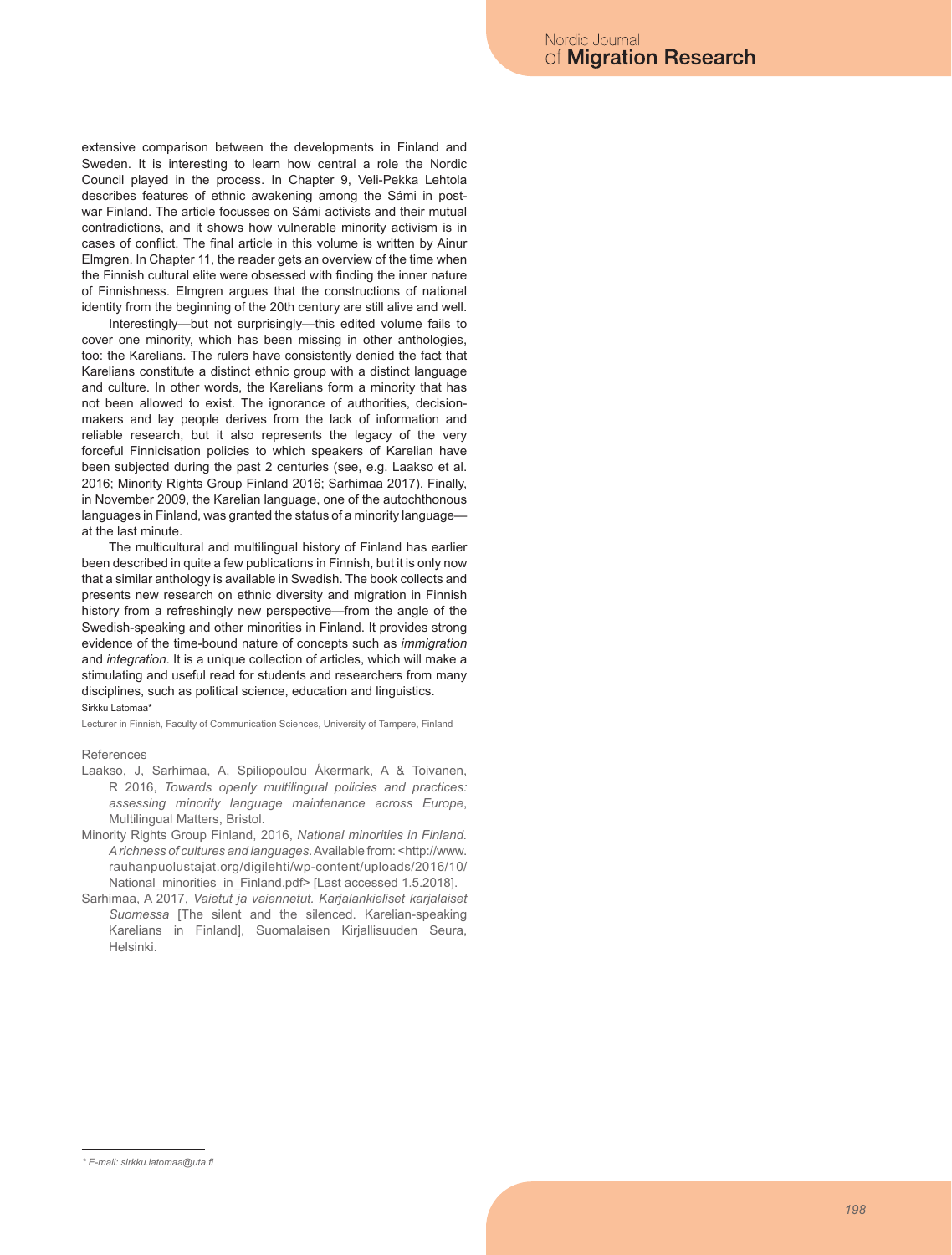extensive comparison between the developments in Finland and Sweden. It is interesting to learn how central a role the Nordic Council played in the process. In Chapter 9, Veli-Pekka Lehtola describes features of ethnic awakening among the Sámi in post-war Finland. The article focusses on Sámi activists and their mutual contradictions, and it shows how vulnerable minority activism is in cases of conflict. The final article in this volume is written by Ainur Elmgren. In Chapter 11, the reader gets an overview of the time when the Finnish cultural elite were obsessed with finding the inner nature of Finnishness. Elmgren argues that the constructions of national identity from the beginning of the 20th century are still alive and well.

Interestingly—but not surprisingly—this edited volume fails to cover one minority, which has been missing in other anthologies, too: the Karelians. The rulers have consistently denied the fact that Karelians constitute a distinct ethnic group with a distinct language and culture. In other words, the Karelians form a minority that has not been allowed to exist. The ignorance of authorities, decision-makers and lay people derives from the lack of information and reliable research, but it also represents the legacy of the very forceful Finnicisation policies to which speakers of Karelian have been subjected during the past 2 centuries (see, e.g. Laakso et al. 2016; Minority Rights Group Finland 2016; Sarhimaa 2017). Finally, in November 2009, the Karelian language, one of the autochthonous languages in Finland, was granted the status of a minority language—at the last minute.

The multicultural and multilingual history of Finland has earlier been described in quite a few publications in Finnish, but it is only now that a similar anthology is available in Swedish. The book collects and presents new research on ethnic diversity and migration in Finnish history from a refreshingly new perspective—from the angle of the Swedish-speaking and other minorities in Finland. It provides strong evidence of the time-bound nature of concepts such as *immigration* and *integration*. It is a unique collection of articles, which will make a stimulating and useful read for students and researchers from many disciplines, such as political science, education and linguistics.

Sirkku Latomaa*

Lecturer in Finnish, Faculty of Communication Sciences, University of Tampere, Finland

## References

Laakso, J, Sarhimaa, A, Spiliopoulou Åkermark, A & Toivanen, R 2016, *Towards openly multilingual policies and practices: assessing minority language maintenance across Europe*, Multilingual Matters, Bristol.

Minority Rights Group Finland, 2016, *National minorities in Finland. A richness of cultures and languages.* Available from: <http://www.rauhanpuolustajat.org/digilehti/wp-content/uploads/2016/10/National_minorities_in_Finland.pdf> [Last accessed 1.5.2018].

Sarhimaa, A 2017, *Vaietut ja vaiennetut. Karjalankieliset karjalaiset Suomessa* [The silent and the silenced. Karelian-speaking Karelians in Finland], Suomalaisen Kirjallisuuden Seura, Helsinki.

* E-mail: sirkku.latomaa@uta.fi